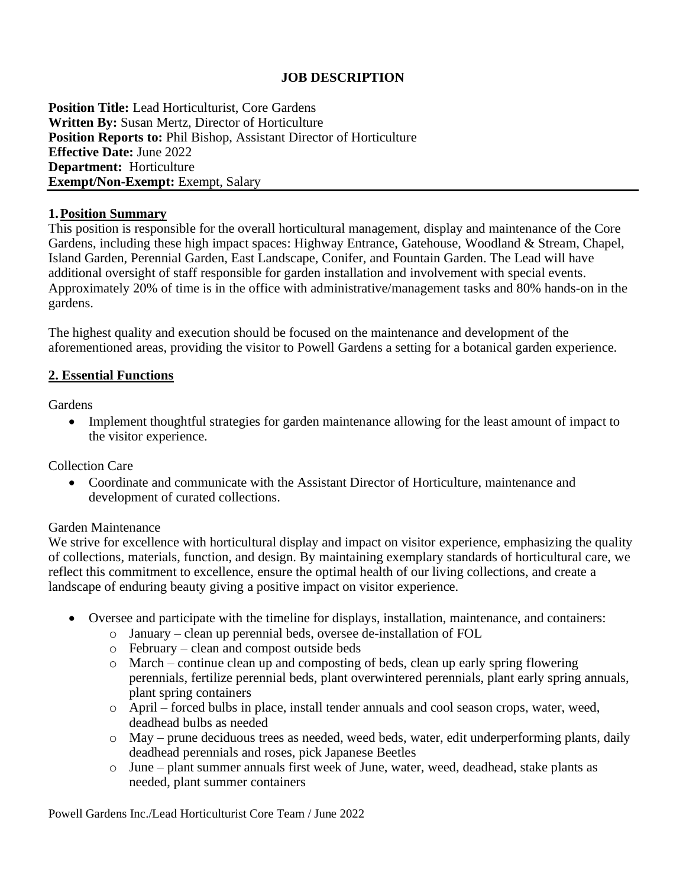# JOB DESCRIPTION

**Position Title:** Lead Horticulturist, Core Gardens
**Written By:** Susan Mertz, Director of Horticulture
**Position Reports to:** Phil Bishop, Assistant Director of Horticulture
**Effective Date:** June 2022
**Department:** Horticulture
**Exempt/Non-Exempt:** Exempt, Salary

## 1. Position Summary

This position is responsible for the overall horticultural management, display and maintenance of the Core Gardens, including these high impact spaces: Highway Entrance, Gatehouse, Woodland & Stream, Chapel, Island Garden, Perennial Garden, East Landscape, Conifer, and Fountain Garden. The Lead will have additional oversight of staff responsible for garden installation and involvement with special events. Approximately 20% of time is in the office with administrative/management tasks and 80% hands-on in the gardens.

The highest quality and execution should be focused on the maintenance and development of the aforementioned areas, providing the visitor to Powell Gardens a setting for a botanical garden experience.

## 2. Essential Functions

Gardens

- Implement thoughtful strategies for garden maintenance allowing for the least amount of impact to the visitor experience.

Collection Care

- Coordinate and communicate with the Assistant Director of Horticulture, maintenance and development of curated collections.

Garden Maintenance

We strive for excellence with horticultural display and impact on visitor experience, emphasizing the quality of collections, materials, function, and design. By maintaining exemplary standards of horticultural care, we reflect this commitment to excellence, ensure the optimal health of our living collections, and create a landscape of enduring beauty giving a positive impact on visitor experience.

- Oversee and participate with the timeline for displays, installation, maintenance, and containers:
  - January – clean up perennial beds, oversee de-installation of FOL
  - February – clean and compost outside beds
  - March – continue clean up and composting of beds, clean up early spring flowering perennials, fertilize perennial beds, plant overwintered perennials, plant early spring annuals, plant spring containers
  - April – forced bulbs in place, install tender annuals and cool season crops, water, weed, deadhead bulbs as needed
  - May – prune deciduous trees as needed, weed beds, water, edit underperforming plants, daily deadhead perennials and roses, pick Japanese Beetles
  - June – plant summer annuals first week of June, water, weed, deadhead, stake plants as needed, plant summer containers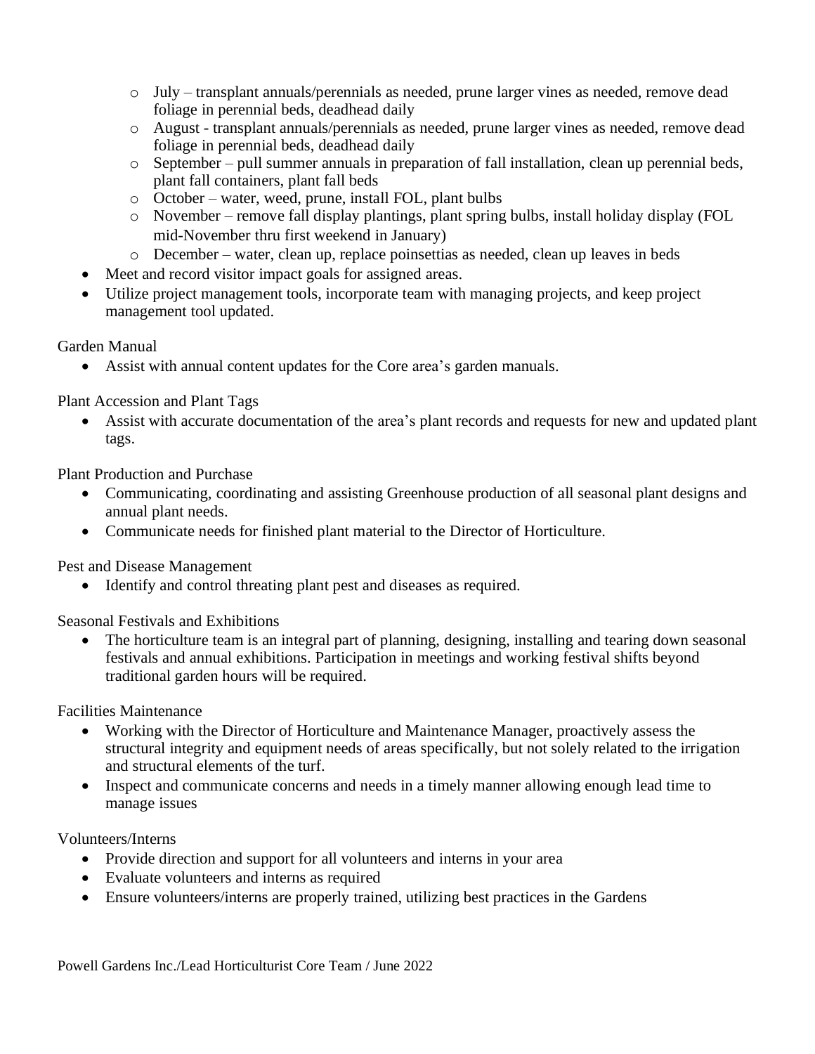- July – transplant annuals/perennials as needed, prune larger vines as needed, remove dead foliage in perennial beds, deadhead daily
  - August - transplant annuals/perennials as needed, prune larger vines as needed, remove dead foliage in perennial beds, deadhead daily
  - September – pull summer annuals in preparation of fall installation, clean up perennial beds, plant fall containers, plant fall beds
  - October – water, weed, prune, install FOL, plant bulbs
  - November – remove fall display plantings, plant spring bulbs, install holiday display (FOL mid-November thru first weekend in January)
  - December – water, clean up, replace poinsettias as needed, clean up leaves in beds
- Meet and record visitor impact goals for assigned areas.
- Utilize project management tools, incorporate team with managing projects, and keep project management tool updated.

Garden Manual

- Assist with annual content updates for the Core area's garden manuals.

Plant Accession and Plant Tags

- Assist with accurate documentation of the area's plant records and requests for new and updated plant tags.

Plant Production and Purchase

- Communicating, coordinating and assisting Greenhouse production of all seasonal plant designs and annual plant needs.
- Communicate needs for finished plant material to the Director of Horticulture.

Pest and Disease Management

- Identify and control threating plant pest and diseases as required.

Seasonal Festivals and Exhibitions

- The horticulture team is an integral part of planning, designing, installing and tearing down seasonal festivals and annual exhibitions. Participation in meetings and working festival shifts beyond traditional garden hours will be required.

Facilities Maintenance

- Working with the Director of Horticulture and Maintenance Manager, proactively assess the structural integrity and equipment needs of areas specifically, but not solely related to the irrigation and structural elements of the turf.
- Inspect and communicate concerns and needs in a timely manner allowing enough lead time to manage issues

Volunteers/Interns

- Provide direction and support for all volunteers and interns in your area
- Evaluate volunteers and interns as required
- Ensure volunteers/interns are properly trained, utilizing best practices in the Gardens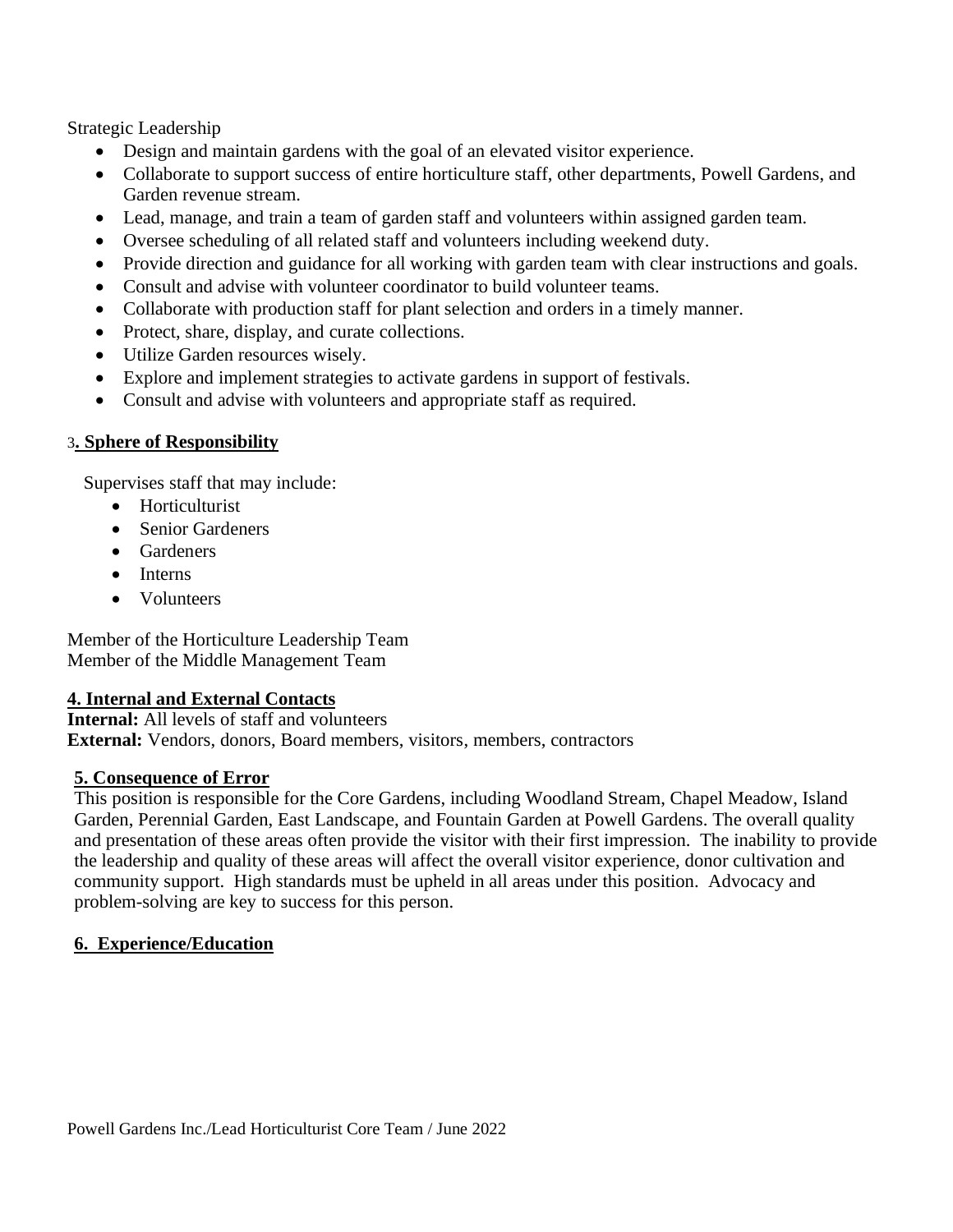Strategic Leadership

- Design and maintain gardens with the goal of an elevated visitor experience.
- Collaborate to support success of entire horticulture staff, other departments, Powell Gardens, and Garden revenue stream.
- Lead, manage, and train a team of garden staff and volunteers within assigned garden team.
- Oversee scheduling of all related staff and volunteers including weekend duty.
- Provide direction and guidance for all working with garden team with clear instructions and goals.
- Consult and advise with volunteer coordinator to build volunteer teams.
- Collaborate with production staff for plant selection and orders in a timely manner.
- Protect, share, display, and curate collections.
- Utilize Garden resources wisely.
- Explore and implement strategies to activate gardens in support of festivals.
- Consult and advise with volunteers and appropriate staff as required.

## 3. Sphere of Responsibility

Supervises staff that may include:

- Horticulturist
- Senior Gardeners
- Gardeners
- Interns
- Volunteers

Member of the Horticulture Leadership Team
Member of the Middle Management Team

## 4. Internal and External Contacts

**Internal:** All levels of staff and volunteers
**External:** Vendors, donors, Board members, visitors, members, contractors

## 5. Consequence of Error

This position is responsible for the Core Gardens, including Woodland Stream, Chapel Meadow, Island Garden, Perennial Garden, East Landscape, and Fountain Garden at Powell Gardens. The overall quality and presentation of these areas often provide the visitor with their first impression. The inability to provide the leadership and quality of these areas will affect the overall visitor experience, donor cultivation and community support. High standards must be upheld in all areas under this position. Advocacy and problem-solving are key to success for this person.

## 6. Experience/Education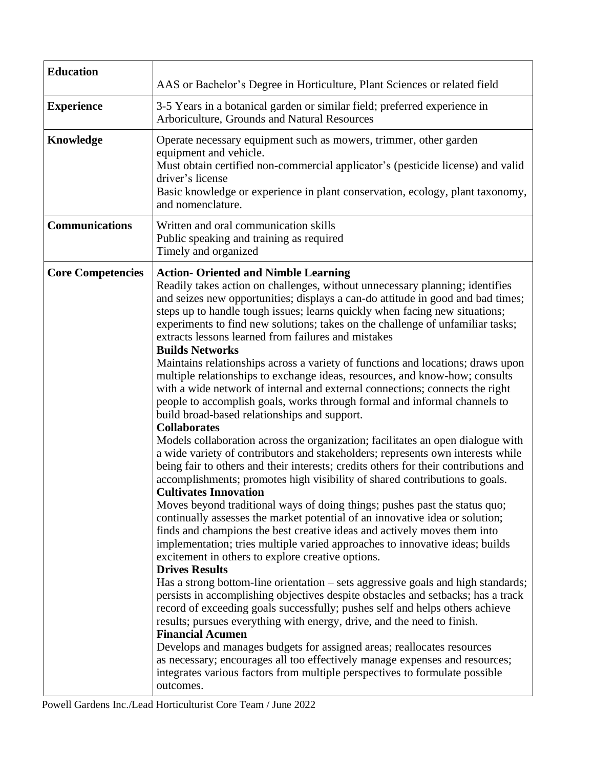| | |
|---|---|
| **Education** | AAS or Bachelor's Degree in Horticulture, Plant Sciences or related field |
| **Experience** | 3-5 Years in a botanical garden or similar field; preferred experience in Arboriculture, Grounds and Natural Resources |
| **Knowledge** | Operate necessary equipment such as mowers, trimmer, other garden equipment and vehicle.<br>Must obtain certified non-commercial applicator's (pesticide license) and valid driver's license<br>Basic knowledge or experience in plant conservation, ecology, plant taxonomy, and nomenclature. |
| **Communications** | Written and oral communication skills<br>Public speaking and training as required<br>Timely and organized |
| **Core Competencies** | **Action- Oriented and Nimble Learning**<br>Readily takes action on challenges, without unnecessary planning; identifies and seizes new opportunities; displays a can-do attitude in good and bad times; steps up to handle tough issues; learns quickly when facing new situations; experiments to find new solutions; takes on the challenge of unfamiliar tasks; extracts lessons learned from failures and mistakes<br>**Builds Networks**<br>Maintains relationships across a variety of functions and locations; draws upon multiple relationships to exchange ideas, resources, and know-how; consults with a wide network of internal and external connections; connects the right people to accomplish goals, works through formal and informal channels to build broad-based relationships and support.<br>**Collaborates**<br>Models collaboration across the organization; facilitates an open dialogue with a wide variety of contributors and stakeholders; represents own interests while being fair to others and their interests; credits others for their contributions and accomplishments; promotes high visibility of shared contributions to goals.<br>**Cultivates Innovation**<br>Moves beyond traditional ways of doing things; pushes past the status quo; continually assesses the market potential of an innovative idea or solution; finds and champions the best creative ideas and actively moves them into implementation; tries multiple varied approaches to innovative ideas; builds excitement in others to explore creative options.<br>**Drives Results**<br>Has a strong bottom-line orientation – sets aggressive goals and high standards; persists in accomplishing objectives despite obstacles and setbacks; has a track record of exceeding goals successfully; pushes self and helps others achieve results; pursues everything with energy, drive, and the need to finish.<br>**Financial Acumen**<br>Develops and manages budgets for assigned areas; reallocates resources as necessary; encourages all too effectively manage expenses and resources; integrates various factors from multiple perspectives to formulate possible outcomes. |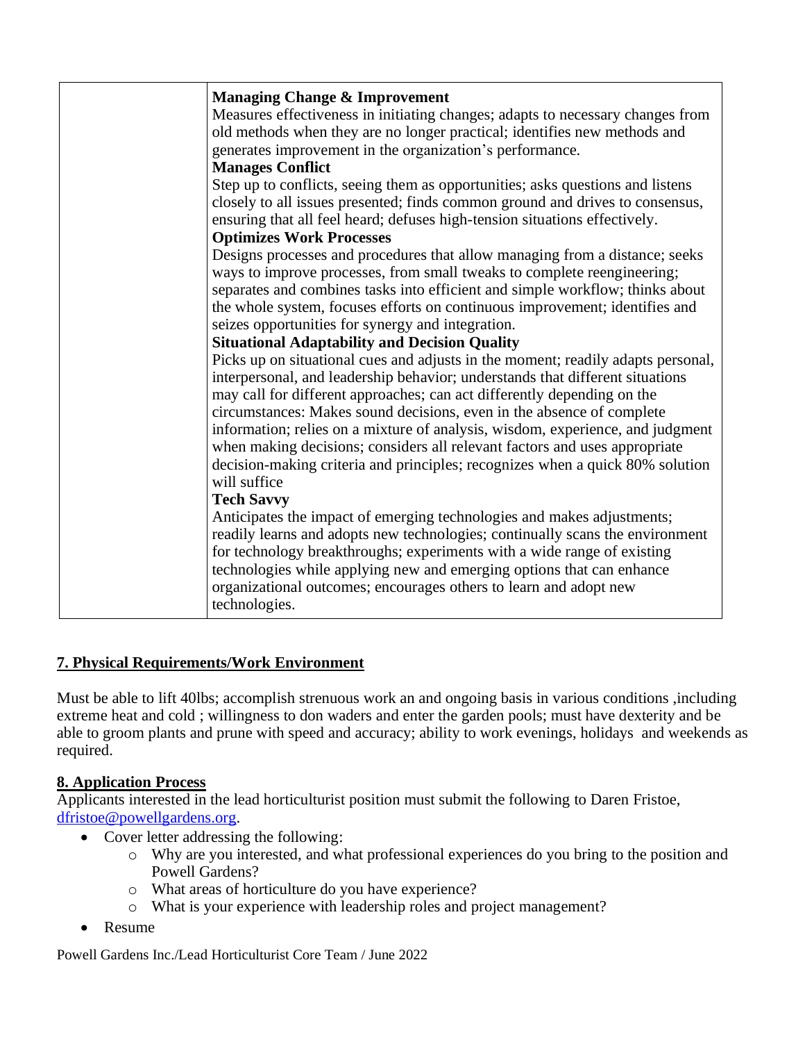| | |
|---|---|
| | **Managing Change & Improvement**<br>Measures effectiveness in initiating changes; adapts to necessary changes from old methods when they are no longer practical; identifies new methods and generates improvement in the organization's performance.<br>**Manages Conflict**<br>Step up to conflicts, seeing them as opportunities; asks questions and listens closely to all issues presented; finds common ground and drives to consensus, ensuring that all feel heard; defuses high-tension situations effectively.<br>**Optimizes Work Processes**<br>Designs processes and procedures that allow managing from a distance; seeks ways to improve processes, from small tweaks to complete reengineering; separates and combines tasks into efficient and simple workflow; thinks about the whole system, focuses efforts on continuous improvement; identifies and seizes opportunities for synergy and integration.<br>**Situational Adaptability and Decision Quality**<br>Picks up on situational cues and adjusts in the moment; readily adapts personal, interpersonal, and leadership behavior; understands that different situations may call for different approaches; can act differently depending on the circumstances: Makes sound decisions, even in the absence of complete information; relies on a mixture of analysis, wisdom, experience, and judgment when making decisions; considers all relevant factors and uses appropriate decision-making criteria and principles; recognizes when a quick 80% solution will suffice<br>**Tech Savvy**<br>Anticipates the impact of emerging technologies and makes adjustments; readily learns and adopts new technologies; continually scans the environment for technology breakthroughs; experiments with a wide range of existing technologies while applying new and emerging options that can enhance organizational outcomes; encourages others to learn and adopt new technologies. |

## 7. Physical Requirements/Work Environment

Must be able to lift 40lbs; accomplish strenuous work an and ongoing basis in various conditions ,including extreme heat and cold ; willingness to don waders and enter the garden pools; must have dexterity and be able to groom plants and prune with speed and accuracy; ability to work evenings, holidays and weekends as required.

## 8. Application Process

Applicants interested in the lead horticulturist position must submit the following to Daren Fristoe, dfristoe@powellgardens.org.

- Cover letter addressing the following:
  - Why are you interested, and what professional experiences do you bring to the position and Powell Gardens?
  - What areas of horticulture do you have experience?
  - What is your experience with leadership roles and project management?
- Resume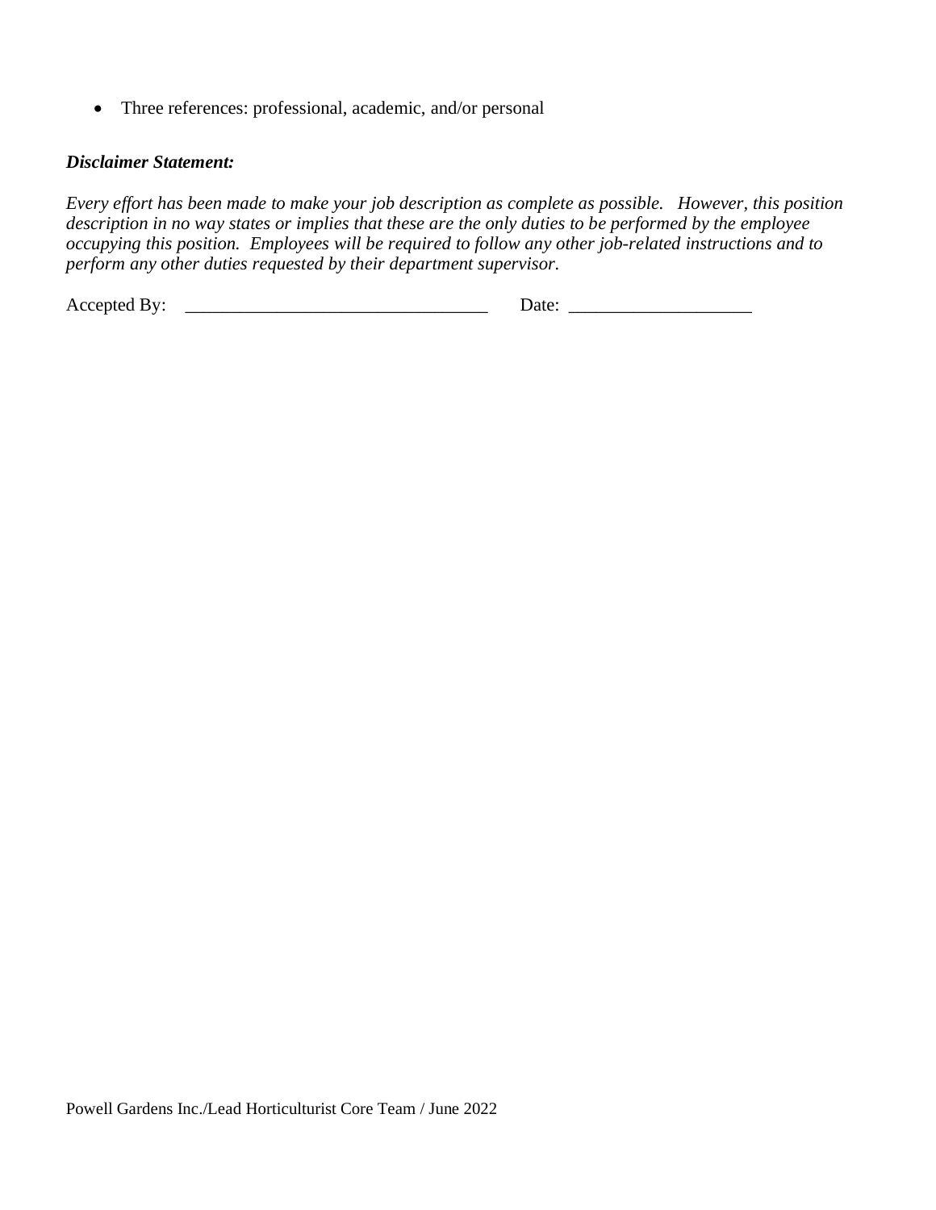- Three references: professional, academic, and/or personal

***Disclaimer Statement:***

*Every effort has been made to make your job description as complete as possible. However, this position description in no way states or implies that these are the only duties to be performed by the employee occupying this position. Employees will be required to follow any other job-related instructions and to perform any other duties requested by their department supervisor.*

Accepted By: _________________________________ Date: ____________________